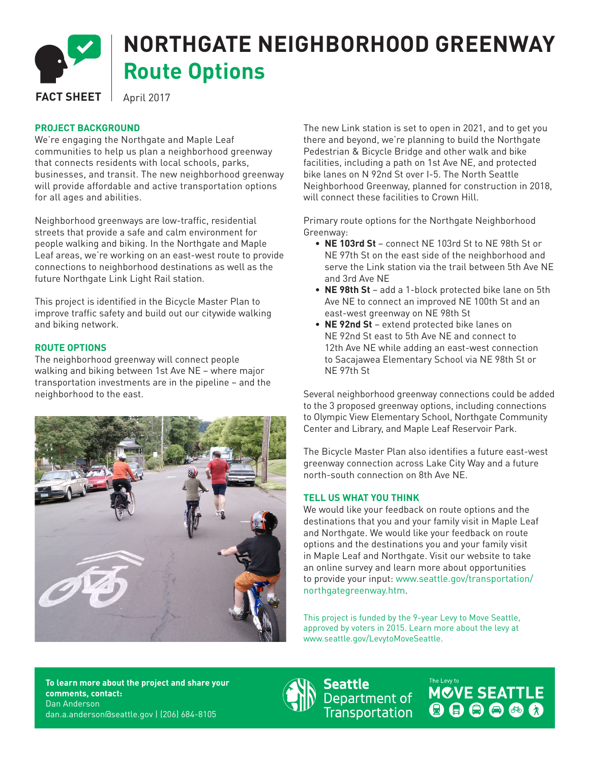FACT SHEET

# NORTHGATE NEIGHBORHOOD GREENWAY
## Route Options

April 2017

### PROJECT BACKGROUND

We're engaging the Northgate and Maple Leaf communities to help us plan a neighborhood greenway that connects residents with local schools, parks, businesses, and transit. The new neighborhood greenway will provide affordable and active transportation options for all ages and abilities.

Neighborhood greenways are low-traffic, residential streets that provide a safe and calm environment for people walking and biking. In the Northgate and Maple Leaf areas, we're working on an east-west route to provide connections to neighborhood destinations as well as the future Northgate Link Light Rail station.

This project is identified in the Bicycle Master Plan to improve traffic safety and build out our citywide walking and biking network.

### ROUTE OPTIONS

The neighborhood greenway will connect people walking and biking between 1st Ave NE – where major transportation investments are in the pipeline – and the neighborhood to the east.

The new Link station is set to open in 2021, and to get you there and beyond, we're planning to build the Northgate Pedestrian & Bicycle Bridge and other walk and bike facilities, including a path on 1st Ave NE, and protected bike lanes on N 92nd St over I-5. The North Seattle Neighborhood Greenway, planned for construction in 2018, will connect these facilities to Crown Hill.

Primary route options for the Northgate Neighborhood Greenway:

- **NE 103rd St** – connect NE 103rd St to NE 98th St or NE 97th St on the east side of the neighborhood and serve the Link station via the trail between 5th Ave NE and 3rd Ave NE
- **NE 98th St** – add a 1-block protected bike lane on 5th Ave NE to connect an improved NE 100th St and an east-west greenway on NE 98th St
- **NE 92nd St** – extend protected bike lanes on NE 92nd St east to 5th Ave NE and connect to 12th Ave NE while adding an east-west connection to Sacajawea Elementary School via NE 98th St or NE 97th St

Several neighborhood greenway connections could be added to the 3 proposed greenway options, including connections to Olympic View Elementary School, Northgate Community Center and Library, and Maple Leaf Reservoir Park.

The Bicycle Master Plan also identifies a future east-west greenway connection across Lake City Way and a future north-south connection on 8th Ave NE.

### TELL US WHAT YOU THINK

We would like your feedback on route options and the destinations that you and your family visit in Maple Leaf and Northgate. We would like your feedback on route options and the destinations you and your family visit in Maple Leaf and Northgate. Visit our website to take an online survey and learn more about opportunities to provide your input: www.seattle.gov/transportation/northgategreenway.htm.

This project is funded by the 9-year Levy to Move Seattle, approved by voters in 2015. Learn more about the levy at www.seattle.gov/LevytoMoveSeattle.

**To learn more about the project and share your comments, contact:**
Dan Anderson
dan.a.anderson@seattle.gov | (206) 684-8105

Seattle Department of Transportation

The Levy to MOVE SEATTLE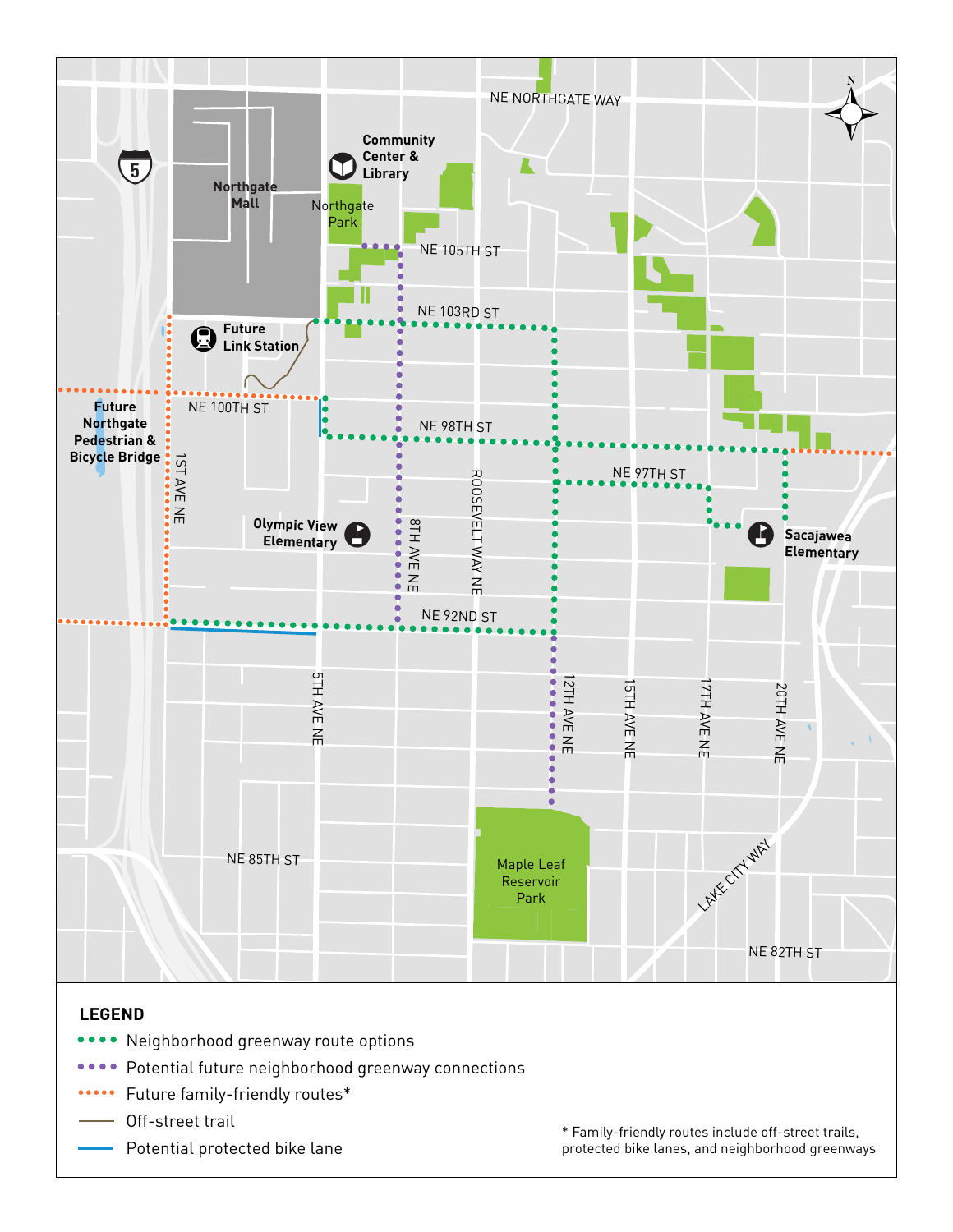NE NORTHGATE WAY

Community Center & Library

Northgate Mall

Northgate Park

NE 105TH ST

NE 103RD ST

Future Link Station

Future Northgate Pedestrian & Bicycle Bridge

NE 100TH ST

NE 98TH ST

NE 97TH ST

1ST AVE NE

Olympic View Elementary

8TH AVE NE

ROOSEVELT WAY NE

Sacajawea Elementary

NE 92ND ST

5TH AVE NE

12TH AVE NE

15TH AVE NE

17TH AVE NE

20TH AVE NE

NE 85TH ST

Maple Leaf Reservoir Park

LAKE CITY WAY

NE 82TH ST

5

N

**LEGEND**

- Neighborhood greenway route options
- Potential future neighborhood greenway connections
- Future family-friendly routes*
- Off-street trail
- Potential protected bike lane

\* Family-friendly routes include off-street trails, protected bike lanes, and neighborhood greenways